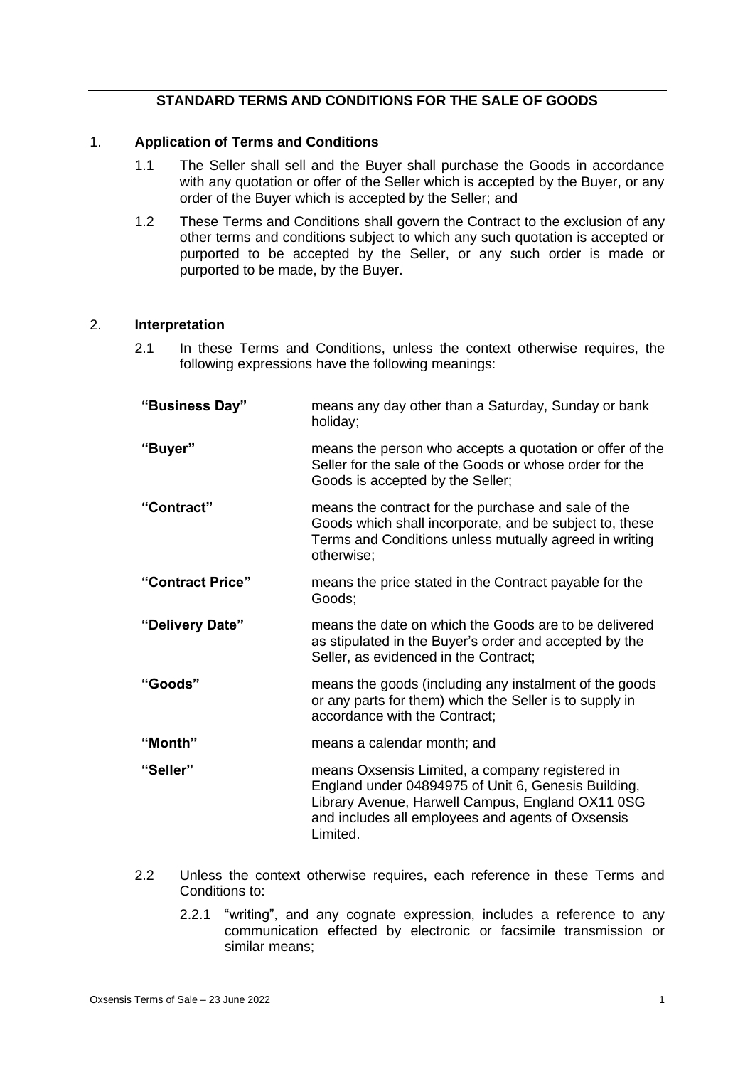# STANDARD TERMS AND CONDITIONS FOR THE SALE OF GOODS

## 1. Application of Terms and Conditions

1.1 The Seller shall sell and the Buyer shall purchase the Goods in accordance with any quotation or offer of the Seller which is accepted by the Buyer, or any order of the Buyer which is accepted by the Seller; and

1.2 These Terms and Conditions shall govern the Contract to the exclusion of any other terms and conditions subject to which any such quotation is accepted or purported to be accepted by the Seller, or any such order is made or purported to be made, by the Buyer.

## 2. Interpretation

2.1 In these Terms and Conditions, unless the context otherwise requires, the following expressions have the following meanings:

| | |
|---|---|
| **"Business Day"** | means any day other than a Saturday, Sunday or bank holiday; |
| **"Buyer"** | means the person who accepts a quotation or offer of the Seller for the sale of the Goods or whose order for the Goods is accepted by the Seller; |
| **"Contract"** | means the contract for the purchase and sale of the Goods which shall incorporate, and be subject to, these Terms and Conditions unless mutually agreed in writing otherwise; |
| **"Contract Price"** | means the price stated in the Contract payable for the Goods; |
| **"Delivery Date"** | means the date on which the Goods are to be delivered as stipulated in the Buyer's order and accepted by the Seller, as evidenced in the Contract; |
| **"Goods"** | means the goods (including any instalment of the goods or any parts for them) which the Seller is to supply in accordance with the Contract; |
| **"Month"** | means a calendar month; and |
| **"Seller"** | means Oxsensis Limited, a company registered in England under 04894975 of Unit 6, Genesis Building, Library Avenue, Harwell Campus, England OX11 0SG and includes all employees and agents of Oxsensis Limited. |

2.2 Unless the context otherwise requires, each reference in these Terms and Conditions to:

2.2.1 "writing", and any cognate expression, includes a reference to any communication effected by electronic or facsimile transmission or similar means;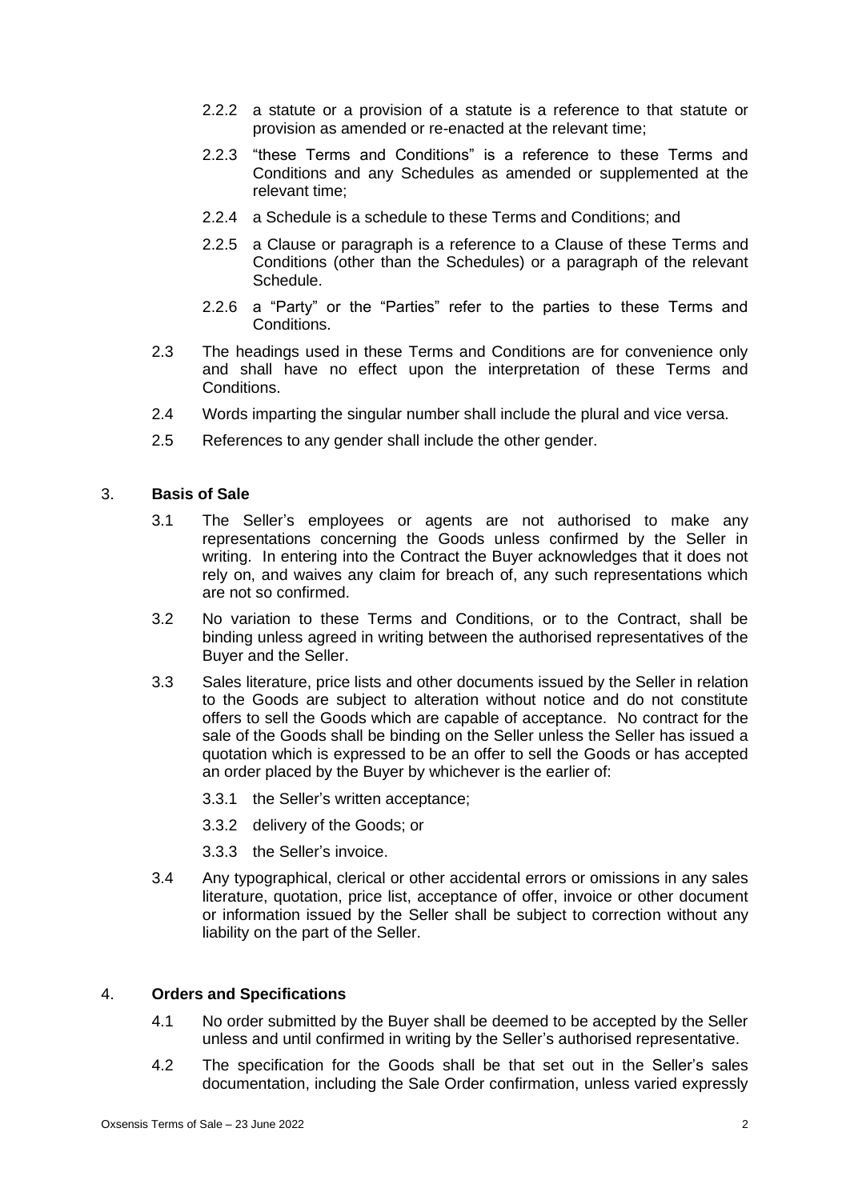2.2.2 a statute or a provision of a statute is a reference to that statute or provision as amended or re-enacted at the relevant time;

2.2.3 “these Terms and Conditions” is a reference to these Terms and Conditions and any Schedules as amended or supplemented at the relevant time;

2.2.4 a Schedule is a schedule to these Terms and Conditions; and

2.2.5 a Clause or paragraph is a reference to a Clause of these Terms and Conditions (other than the Schedules) or a paragraph of the relevant Schedule.

2.2.6 a “Party” or the “Parties” refer to the parties to these Terms and Conditions.

2.3 The headings used in these Terms and Conditions are for convenience only and shall have no effect upon the interpretation of these Terms and Conditions.

2.4 Words imparting the singular number shall include the plural and vice versa.

2.5 References to any gender shall include the other gender.

## 3. **Basis of Sale**

3.1 The Seller’s employees or agents are not authorised to make any representations concerning the Goods unless confirmed by the Seller in writing. In entering into the Contract the Buyer acknowledges that it does not rely on, and waives any claim for breach of, any such representations which are not so confirmed.

3.2 No variation to these Terms and Conditions, or to the Contract, shall be binding unless agreed in writing between the authorised representatives of the Buyer and the Seller.

3.3 Sales literature, price lists and other documents issued by the Seller in relation to the Goods are subject to alteration without notice and do not constitute offers to sell the Goods which are capable of acceptance. No contract for the sale of the Goods shall be binding on the Seller unless the Seller has issued a quotation which is expressed to be an offer to sell the Goods or has accepted an order placed by the Buyer by whichever is the earlier of:

3.3.1 the Seller’s written acceptance;

3.3.2 delivery of the Goods; or

3.3.3 the Seller’s invoice.

3.4 Any typographical, clerical or other accidental errors or omissions in any sales literature, quotation, price list, acceptance of offer, invoice or other document or information issued by the Seller shall be subject to correction without any liability on the part of the Seller.

## 4. **Orders and Specifications**

4.1 No order submitted by the Buyer shall be deemed to be accepted by the Seller unless and until confirmed in writing by the Seller’s authorised representative.

4.2 The specification for the Goods shall be that set out in the Seller’s sales documentation, including the Sale Order confirmation, unless varied expressly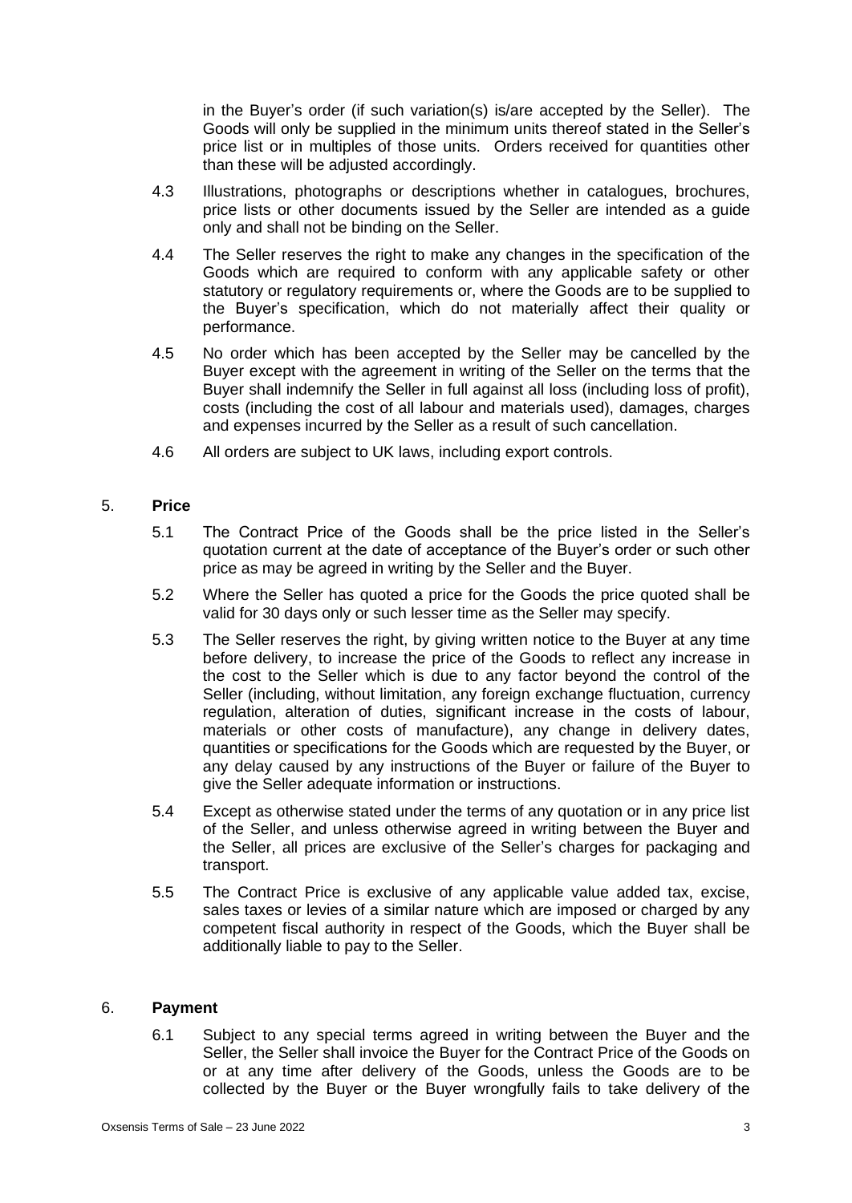in the Buyer's order (if such variation(s) is/are accepted by the Seller). The Goods will only be supplied in the minimum units thereof stated in the Seller's price list or in multiples of those units. Orders received for quantities other than these will be adjusted accordingly.

4.3 Illustrations, photographs or descriptions whether in catalogues, brochures, price lists or other documents issued by the Seller are intended as a guide only and shall not be binding on the Seller.

4.4 The Seller reserves the right to make any changes in the specification of the Goods which are required to conform with any applicable safety or other statutory or regulatory requirements or, where the Goods are to be supplied to the Buyer's specification, which do not materially affect their quality or performance.

4.5 No order which has been accepted by the Seller may be cancelled by the Buyer except with the agreement in writing of the Seller on the terms that the Buyer shall indemnify the Seller in full against all loss (including loss of profit), costs (including the cost of all labour and materials used), damages, charges and expenses incurred by the Seller as a result of such cancellation.

4.6 All orders are subject to UK laws, including export controls.

## 5. Price

5.1 The Contract Price of the Goods shall be the price listed in the Seller's quotation current at the date of acceptance of the Buyer's order or such other price as may be agreed in writing by the Seller and the Buyer.

5.2 Where the Seller has quoted a price for the Goods the price quoted shall be valid for 30 days only or such lesser time as the Seller may specify.

5.3 The Seller reserves the right, by giving written notice to the Buyer at any time before delivery, to increase the price of the Goods to reflect any increase in the cost to the Seller which is due to any factor beyond the control of the Seller (including, without limitation, any foreign exchange fluctuation, currency regulation, alteration of duties, significant increase in the costs of labour, materials or other costs of manufacture), any change in delivery dates, quantities or specifications for the Goods which are requested by the Buyer, or any delay caused by any instructions of the Buyer or failure of the Buyer to give the Seller adequate information or instructions.

5.4 Except as otherwise stated under the terms of any quotation or in any price list of the Seller, and unless otherwise agreed in writing between the Buyer and the Seller, all prices are exclusive of the Seller's charges for packaging and transport.

5.5 The Contract Price is exclusive of any applicable value added tax, excise, sales taxes or levies of a similar nature which are imposed or charged by any competent fiscal authority in respect of the Goods, which the Buyer shall be additionally liable to pay to the Seller.

## 6. Payment

6.1 Subject to any special terms agreed in writing between the Buyer and the Seller, the Seller shall invoice the Buyer for the Contract Price of the Goods on or at any time after delivery of the Goods, unless the Goods are to be collected by the Buyer or the Buyer wrongfully fails to take delivery of the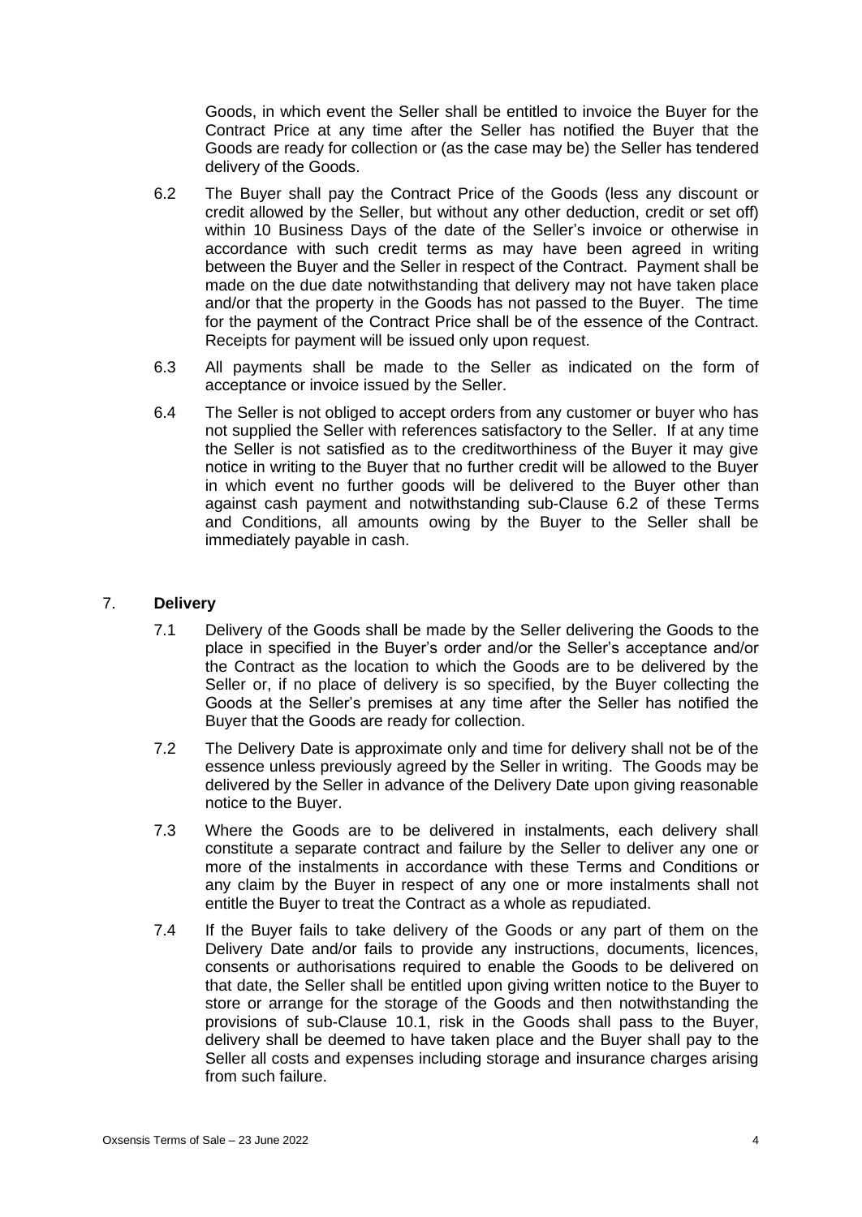Goods, in which event the Seller shall be entitled to invoice the Buyer for the Contract Price at any time after the Seller has notified the Buyer that the Goods are ready for collection or (as the case may be) the Seller has tendered delivery of the Goods.

6.2 The Buyer shall pay the Contract Price of the Goods (less any discount or credit allowed by the Seller, but without any other deduction, credit or set off) within 10 Business Days of the date of the Seller's invoice or otherwise in accordance with such credit terms as may have been agreed in writing between the Buyer and the Seller in respect of the Contract. Payment shall be made on the due date notwithstanding that delivery may not have taken place and/or that the property in the Goods has not passed to the Buyer. The time for the payment of the Contract Price shall be of the essence of the Contract. Receipts for payment will be issued only upon request.

6.3 All payments shall be made to the Seller as indicated on the form of acceptance or invoice issued by the Seller.

6.4 The Seller is not obliged to accept orders from any customer or buyer who has not supplied the Seller with references satisfactory to the Seller. If at any time the Seller is not satisfied as to the creditworthiness of the Buyer it may give notice in writing to the Buyer that no further credit will be allowed to the Buyer in which event no further goods will be delivered to the Buyer other than against cash payment and notwithstanding sub-Clause 6.2 of these Terms and Conditions, all amounts owing by the Buyer to the Seller shall be immediately payable in cash.

## 7. **Delivery**

7.1 Delivery of the Goods shall be made by the Seller delivering the Goods to the place in specified in the Buyer's order and/or the Seller's acceptance and/or the Contract as the location to which the Goods are to be delivered by the Seller or, if no place of delivery is so specified, by the Buyer collecting the Goods at the Seller's premises at any time after the Seller has notified the Buyer that the Goods are ready for collection.

7.2 The Delivery Date is approximate only and time for delivery shall not be of the essence unless previously agreed by the Seller in writing. The Goods may be delivered by the Seller in advance of the Delivery Date upon giving reasonable notice to the Buyer.

7.3 Where the Goods are to be delivered in instalments, each delivery shall constitute a separate contract and failure by the Seller to deliver any one or more of the instalments in accordance with these Terms and Conditions or any claim by the Buyer in respect of any one or more instalments shall not entitle the Buyer to treat the Contract as a whole as repudiated.

7.4 If the Buyer fails to take delivery of the Goods or any part of them on the Delivery Date and/or fails to provide any instructions, documents, licences, consents or authorisations required to enable the Goods to be delivered on that date, the Seller shall be entitled upon giving written notice to the Buyer to store or arrange for the storage of the Goods and then notwithstanding the provisions of sub-Clause 10.1, risk in the Goods shall pass to the Buyer, delivery shall be deemed to have taken place and the Buyer shall pay to the Seller all costs and expenses including storage and insurance charges arising from such failure.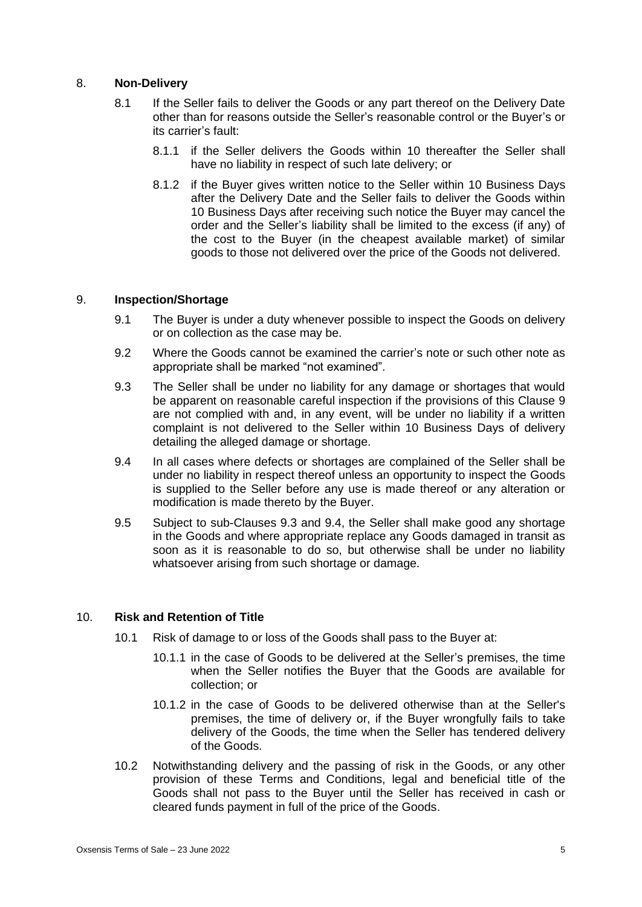## 8. **Non-Delivery**

8.1 If the Seller fails to deliver the Goods or any part thereof on the Delivery Date other than for reasons outside the Seller's reasonable control or the Buyer's or its carrier's fault:

8.1.1 if the Seller delivers the Goods within 10 thereafter the Seller shall have no liability in respect of such late delivery; or

8.1.2 if the Buyer gives written notice to the Seller within 10 Business Days after the Delivery Date and the Seller fails to deliver the Goods within 10 Business Days after receiving such notice the Buyer may cancel the order and the Seller's liability shall be limited to the excess (if any) of the cost to the Buyer (in the cheapest available market) of similar goods to those not delivered over the price of the Goods not delivered.

## 9. **Inspection/Shortage**

9.1 The Buyer is under a duty whenever possible to inspect the Goods on delivery or on collection as the case may be.

9.2 Where the Goods cannot be examined the carrier's note or such other note as appropriate shall be marked "not examined".

9.3 The Seller shall be under no liability for any damage or shortages that would be apparent on reasonable careful inspection if the provisions of this Clause 9 are not complied with and, in any event, will be under no liability if a written complaint is not delivered to the Seller within 10 Business Days of delivery detailing the alleged damage or shortage.

9.4 In all cases where defects or shortages are complained of the Seller shall be under no liability in respect thereof unless an opportunity to inspect the Goods is supplied to the Seller before any use is made thereof or any alteration or modification is made thereto by the Buyer.

9.5 Subject to sub-Clauses 9.3 and 9.4, the Seller shall make good any shortage in the Goods and where appropriate replace any Goods damaged in transit as soon as it is reasonable to do so, but otherwise shall be under no liability whatsoever arising from such shortage or damage.

## 10. **Risk and Retention of Title**

10.1 Risk of damage to or loss of the Goods shall pass to the Buyer at:

10.1.1 in the case of Goods to be delivered at the Seller's premises, the time when the Seller notifies the Buyer that the Goods are available for collection; or

10.1.2 in the case of Goods to be delivered otherwise than at the Seller's premises, the time of delivery or, if the Buyer wrongfully fails to take delivery of the Goods, the time when the Seller has tendered delivery of the Goods.

10.2 Notwithstanding delivery and the passing of risk in the Goods, or any other provision of these Terms and Conditions, legal and beneficial title of the Goods shall not pass to the Buyer until the Seller has received in cash or cleared funds payment in full of the price of the Goods.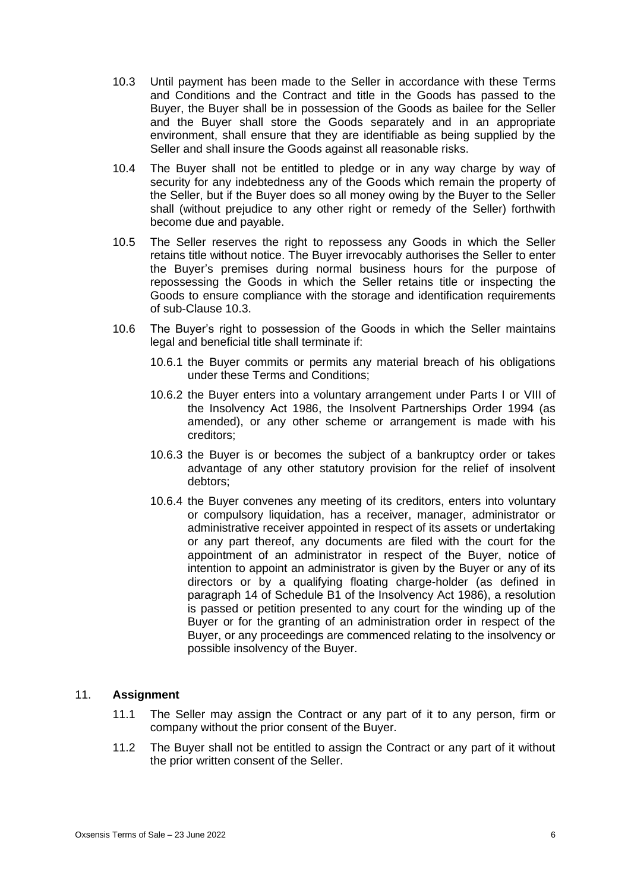10.3 Until payment has been made to the Seller in accordance with these Terms and Conditions and the Contract and title in the Goods has passed to the Buyer, the Buyer shall be in possession of the Goods as bailee for the Seller and the Buyer shall store the Goods separately and in an appropriate environment, shall ensure that they are identifiable as being supplied by the Seller and shall insure the Goods against all reasonable risks.

10.4 The Buyer shall not be entitled to pledge or in any way charge by way of security for any indebtedness any of the Goods which remain the property of the Seller, but if the Buyer does so all money owing by the Buyer to the Seller shall (without prejudice to any other right or remedy of the Seller) forthwith become due and payable.

10.5 The Seller reserves the right to repossess any Goods in which the Seller retains title without notice. The Buyer irrevocably authorises the Seller to enter the Buyer's premises during normal business hours for the purpose of repossessing the Goods in which the Seller retains title or inspecting the Goods to ensure compliance with the storage and identification requirements of sub-Clause 10.3.

10.6 The Buyer's right to possession of the Goods in which the Seller maintains legal and beneficial title shall terminate if:

10.6.1 the Buyer commits or permits any material breach of his obligations under these Terms and Conditions;

10.6.2 the Buyer enters into a voluntary arrangement under Parts I or VIII of the Insolvency Act 1986, the Insolvent Partnerships Order 1994 (as amended), or any other scheme or arrangement is made with his creditors;

10.6.3 the Buyer is or becomes the subject of a bankruptcy order or takes advantage of any other statutory provision for the relief of insolvent debtors;

10.6.4 the Buyer convenes any meeting of its creditors, enters into voluntary or compulsory liquidation, has a receiver, manager, administrator or administrative receiver appointed in respect of its assets or undertaking or any part thereof, any documents are filed with the court for the appointment of an administrator in respect of the Buyer, notice of intention to appoint an administrator is given by the Buyer or any of its directors or by a qualifying floating charge-holder (as defined in paragraph 14 of Schedule B1 of the Insolvency Act 1986), a resolution is passed or petition presented to any court for the winding up of the Buyer or for the granting of an administration order in respect of the Buyer, or any proceedings are commenced relating to the insolvency or possible insolvency of the Buyer.

## 11. **Assignment**

11.1 The Seller may assign the Contract or any part of it to any person, firm or company without the prior consent of the Buyer.

11.2 The Buyer shall not be entitled to assign the Contract or any part of it without the prior written consent of the Seller.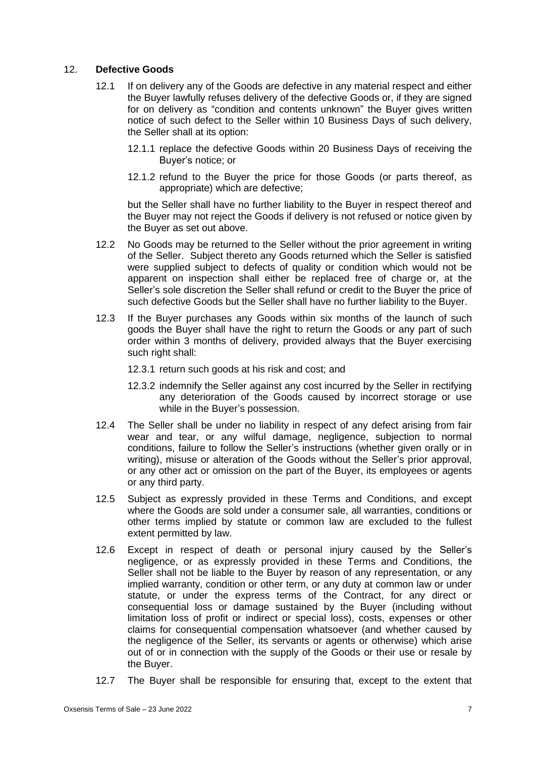## 12. **Defective Goods**

12.1 If on delivery any of the Goods are defective in any material respect and either the Buyer lawfully refuses delivery of the defective Goods or, if they are signed for on delivery as "condition and contents unknown" the Buyer gives written notice of such defect to the Seller within 10 Business Days of such delivery, the Seller shall at its option:

12.1.1 replace the defective Goods within 20 Business Days of receiving the Buyer's notice; or

12.1.2 refund to the Buyer the price for those Goods (or parts thereof, as appropriate) which are defective;

but the Seller shall have no further liability to the Buyer in respect thereof and the Buyer may not reject the Goods if delivery is not refused or notice given by the Buyer as set out above.

12.2 No Goods may be returned to the Seller without the prior agreement in writing of the Seller. Subject thereto any Goods returned which the Seller is satisfied were supplied subject to defects of quality or condition which would not be apparent on inspection shall either be replaced free of charge or, at the Seller's sole discretion the Seller shall refund or credit to the Buyer the price of such defective Goods but the Seller shall have no further liability to the Buyer.

12.3 If the Buyer purchases any Goods within six months of the launch of such goods the Buyer shall have the right to return the Goods or any part of such order within 3 months of delivery, provided always that the Buyer exercising such right shall:

12.3.1 return such goods at his risk and cost; and

12.3.2 indemnify the Seller against any cost incurred by the Seller in rectifying any deterioration of the Goods caused by incorrect storage or use while in the Buyer's possession.

12.4 The Seller shall be under no liability in respect of any defect arising from fair wear and tear, or any wilful damage, negligence, subjection to normal conditions, failure to follow the Seller's instructions (whether given orally or in writing), misuse or alteration of the Goods without the Seller's prior approval, or any other act or omission on the part of the Buyer, its employees or agents or any third party.

12.5 Subject as expressly provided in these Terms and Conditions, and except where the Goods are sold under a consumer sale, all warranties, conditions or other terms implied by statute or common law are excluded to the fullest extent permitted by law.

12.6 Except in respect of death or personal injury caused by the Seller's negligence, or as expressly provided in these Terms and Conditions, the Seller shall not be liable to the Buyer by reason of any representation, or any implied warranty, condition or other term, or any duty at common law or under statute, or under the express terms of the Contract, for any direct or consequential loss or damage sustained by the Buyer (including without limitation loss of profit or indirect or special loss), costs, expenses or other claims for consequential compensation whatsoever (and whether caused by the negligence of the Seller, its servants or agents or otherwise) which arise out of or in connection with the supply of the Goods or their use or resale by the Buyer.

12.7 The Buyer shall be responsible for ensuring that, except to the extent that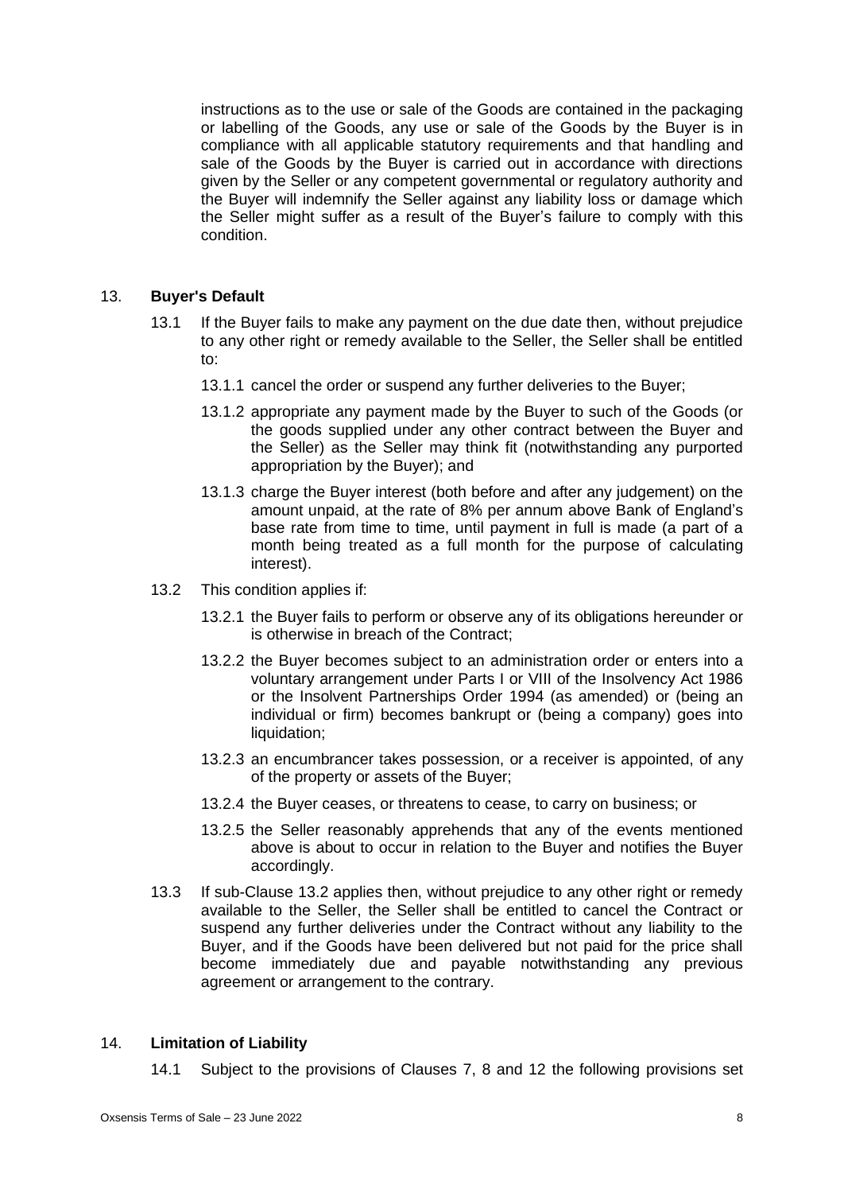instructions as to the use or sale of the Goods are contained in the packaging or labelling of the Goods, any use or sale of the Goods by the Buyer is in compliance with all applicable statutory requirements and that handling and sale of the Goods by the Buyer is carried out in accordance with directions given by the Seller or any competent governmental or regulatory authority and the Buyer will indemnify the Seller against any liability loss or damage which the Seller might suffer as a result of the Buyer's failure to comply with this condition.

## 13. **Buyer's Default**

13.1 If the Buyer fails to make any payment on the due date then, without prejudice to any other right or remedy available to the Seller, the Seller shall be entitled to:

13.1.1 cancel the order or suspend any further deliveries to the Buyer;

13.1.2 appropriate any payment made by the Buyer to such of the Goods (or the goods supplied under any other contract between the Buyer and the Seller) as the Seller may think fit (notwithstanding any purported appropriation by the Buyer); and

13.1.3 charge the Buyer interest (both before and after any judgement) on the amount unpaid, at the rate of 8% per annum above Bank of England's base rate from time to time, until payment in full is made (a part of a month being treated as a full month for the purpose of calculating interest).

13.2 This condition applies if:

13.2.1 the Buyer fails to perform or observe any of its obligations hereunder or is otherwise in breach of the Contract;

13.2.2 the Buyer becomes subject to an administration order or enters into a voluntary arrangement under Parts I or VIII of the Insolvency Act 1986 or the Insolvent Partnerships Order 1994 (as amended) or (being an individual or firm) becomes bankrupt or (being a company) goes into liquidation;

13.2.3 an encumbrancer takes possession, or a receiver is appointed, of any of the property or assets of the Buyer;

13.2.4 the Buyer ceases, or threatens to cease, to carry on business; or

13.2.5 the Seller reasonably apprehends that any of the events mentioned above is about to occur in relation to the Buyer and notifies the Buyer accordingly.

13.3 If sub-Clause 13.2 applies then, without prejudice to any other right or remedy available to the Seller, the Seller shall be entitled to cancel the Contract or suspend any further deliveries under the Contract without any liability to the Buyer, and if the Goods have been delivered but not paid for the price shall become immediately due and payable notwithstanding any previous agreement or arrangement to the contrary.

## 14. **Limitation of Liability**

14.1 Subject to the provisions of Clauses 7, 8 and 12 the following provisions set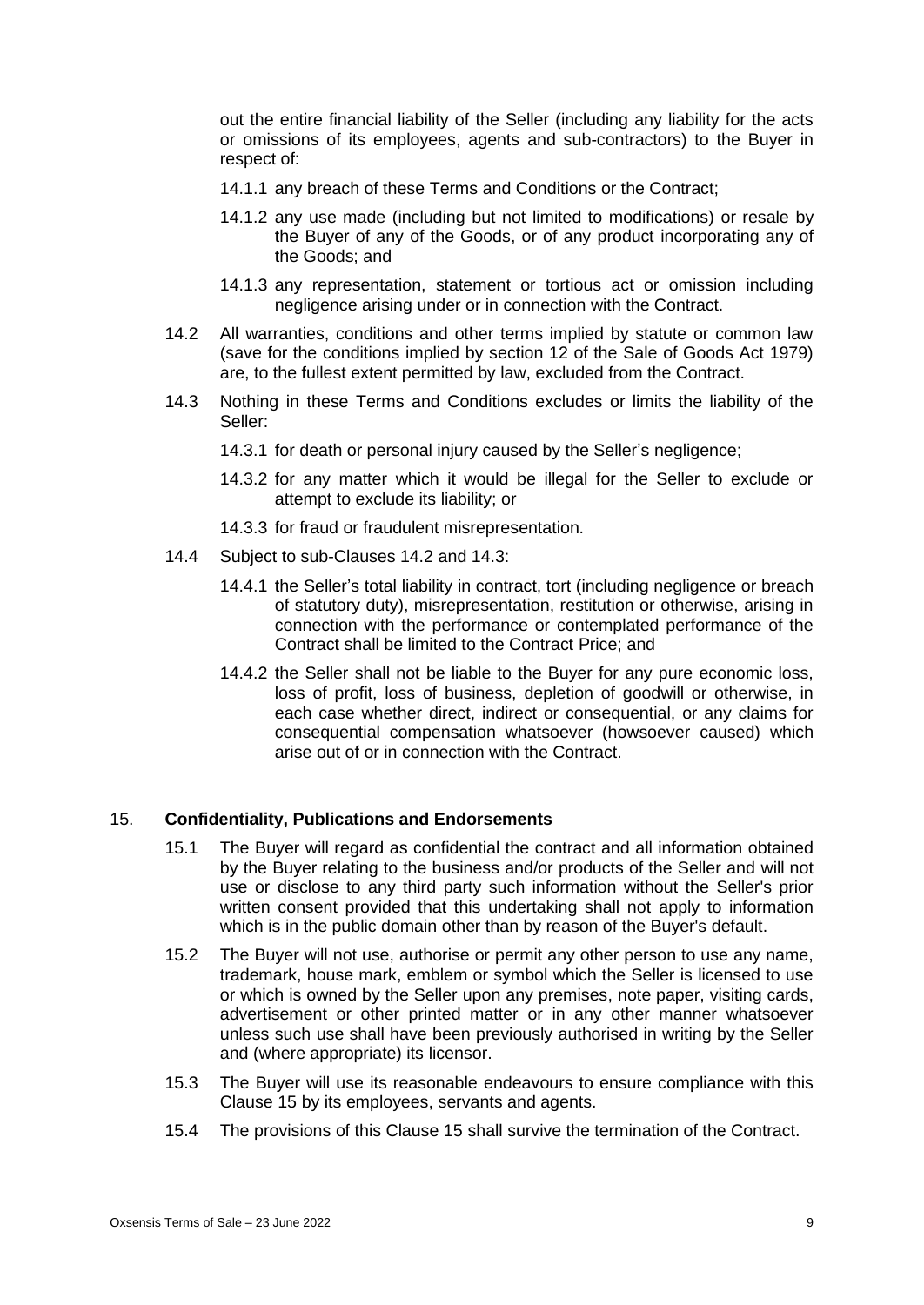out the entire financial liability of the Seller (including any liability for the acts or omissions of its employees, agents and sub-contractors) to the Buyer in respect of:

14.1.1 any breach of these Terms and Conditions or the Contract;

14.1.2 any use made (including but not limited to modifications) or resale by the Buyer of any of the Goods, or of any product incorporating any of the Goods; and

14.1.3 any representation, statement or tortious act or omission including negligence arising under or in connection with the Contract.

14.2 All warranties, conditions and other terms implied by statute or common law (save for the conditions implied by section 12 of the Sale of Goods Act 1979) are, to the fullest extent permitted by law, excluded from the Contract.

14.3 Nothing in these Terms and Conditions excludes or limits the liability of the Seller:

14.3.1 for death or personal injury caused by the Seller's negligence;

14.3.2 for any matter which it would be illegal for the Seller to exclude or attempt to exclude its liability; or

14.3.3 for fraud or fraudulent misrepresentation.

14.4 Subject to sub-Clauses 14.2 and 14.3:

14.4.1 the Seller's total liability in contract, tort (including negligence or breach of statutory duty), misrepresentation, restitution or otherwise, arising in connection with the performance or contemplated performance of the Contract shall be limited to the Contract Price; and

14.4.2 the Seller shall not be liable to the Buyer for any pure economic loss, loss of profit, loss of business, depletion of goodwill or otherwise, in each case whether direct, indirect or consequential, or any claims for consequential compensation whatsoever (howsoever caused) which arise out of or in connection with the Contract.

## 15. **Confidentiality, Publications and Endorsements**

15.1 The Buyer will regard as confidential the contract and all information obtained by the Buyer relating to the business and/or products of the Seller and will not use or disclose to any third party such information without the Seller's prior written consent provided that this undertaking shall not apply to information which is in the public domain other than by reason of the Buyer's default.

15.2 The Buyer will not use, authorise or permit any other person to use any name, trademark, house mark, emblem or symbol which the Seller is licensed to use or which is owned by the Seller upon any premises, note paper, visiting cards, advertisement or other printed matter or in any other manner whatsoever unless such use shall have been previously authorised in writing by the Seller and (where appropriate) its licensor.

15.3 The Buyer will use its reasonable endeavours to ensure compliance with this Clause 15 by its employees, servants and agents.

15.4 The provisions of this Clause 15 shall survive the termination of the Contract.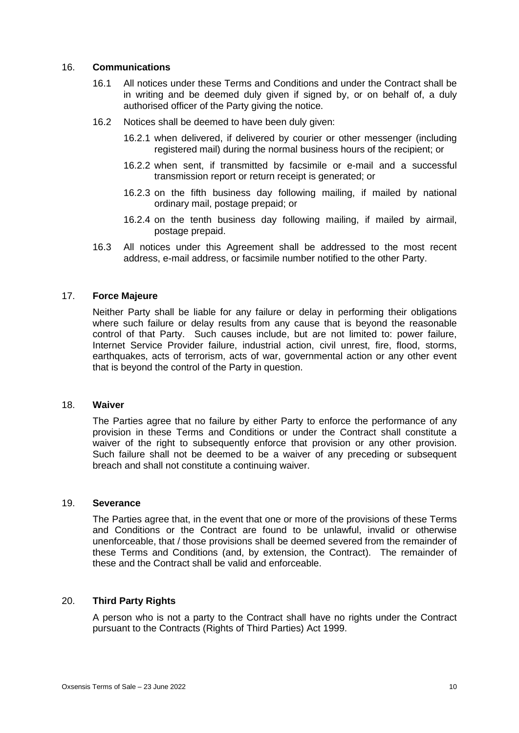## 16. **Communications**

16.1 All notices under these Terms and Conditions and under the Contract shall be in writing and be deemed duly given if signed by, or on behalf of, a duly authorised officer of the Party giving the notice.

16.2 Notices shall be deemed to have been duly given:

16.2.1 when delivered, if delivered by courier or other messenger (including registered mail) during the normal business hours of the recipient; or

16.2.2 when sent, if transmitted by facsimile or e-mail and a successful transmission report or return receipt is generated; or

16.2.3 on the fifth business day following mailing, if mailed by national ordinary mail, postage prepaid; or

16.2.4 on the tenth business day following mailing, if mailed by airmail, postage prepaid.

16.3 All notices under this Agreement shall be addressed to the most recent address, e-mail address, or facsimile number notified to the other Party.

## 17. **Force Majeure**

Neither Party shall be liable for any failure or delay in performing their obligations where such failure or delay results from any cause that is beyond the reasonable control of that Party. Such causes include, but are not limited to: power failure, Internet Service Provider failure, industrial action, civil unrest, fire, flood, storms, earthquakes, acts of terrorism, acts of war, governmental action or any other event that is beyond the control of the Party in question.

## 18. **Waiver**

The Parties agree that no failure by either Party to enforce the performance of any provision in these Terms and Conditions or under the Contract shall constitute a waiver of the right to subsequently enforce that provision or any other provision. Such failure shall not be deemed to be a waiver of any preceding or subsequent breach and shall not constitute a continuing waiver.

## 19. **Severance**

The Parties agree that, in the event that one or more of the provisions of these Terms and Conditions or the Contract are found to be unlawful, invalid or otherwise unenforceable, that / those provisions shall be deemed severed from the remainder of these Terms and Conditions (and, by extension, the Contract). The remainder of these and the Contract shall be valid and enforceable.

## 20. **Third Party Rights**

A person who is not a party to the Contract shall have no rights under the Contract pursuant to the Contracts (Rights of Third Parties) Act 1999.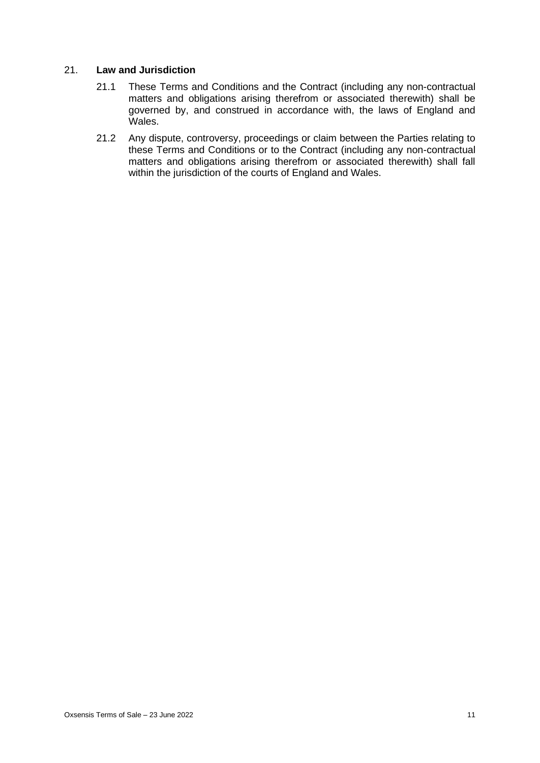## 21. **Law and Jurisdiction**

21.1 These Terms and Conditions and the Contract (including any non-contractual matters and obligations arising therefrom or associated therewith) shall be governed by, and construed in accordance with, the laws of England and Wales.

21.2 Any dispute, controversy, proceedings or claim between the Parties relating to these Terms and Conditions or to the Contract (including any non-contractual matters and obligations arising therefrom or associated therewith) shall fall within the jurisdiction of the courts of England and Wales.